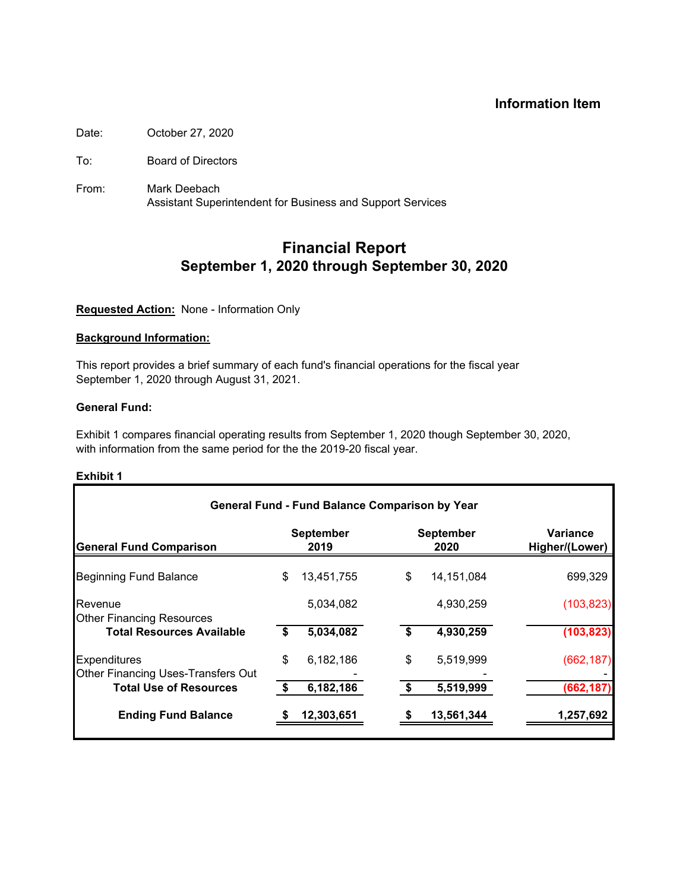**Information Item**

Date: October 27, 2020

To: Board of Directors

From: Mark Deebach
Assistant Superintendent for Business and Support Services

# Financial Report
## September 1, 2020 through September 30, 2020

**Requested Action:** None - Information Only

**Background Information:**

This report provides a brief summary of each fund's financial operations for the fiscal year September 1, 2020 through August 31, 2021.

**General Fund:**

Exhibit 1 compares financial operating results from September 1, 2020 though September 30, 2020, with information from the same period for the the 2019-20 fiscal year.

**Exhibit 1**

| General Fund - Fund Balance Comparison by Year | | | |
|---|---|---|---|
| **General Fund Comparison** | **September 2019** | **September 2020** | **Variance Higher/(Lower)** |
| Beginning Fund Balance | $ 13,451,755 | $ 14,151,084 | 699,329 |
| Revenue | 5,034,082 | 4,930,259 | (103,823) |
| Other Financing Resources | | | |
| **Total Resources Available** | **$ 5,034,082** | **$ 4,930,259** | **(103,823)** |
| Expenditures | $ 6,182,186 | $ 5,519,999 | (662,187) |
| Other Financing Uses-Transfers Out | - | - | - |
| **Total Use of Resources** | **$ 6,182,186** | **$ 5,519,999** | **(662,187)** |
| **Ending Fund Balance** | **$ 12,303,651** | **$ 13,561,344** | **1,257,692** |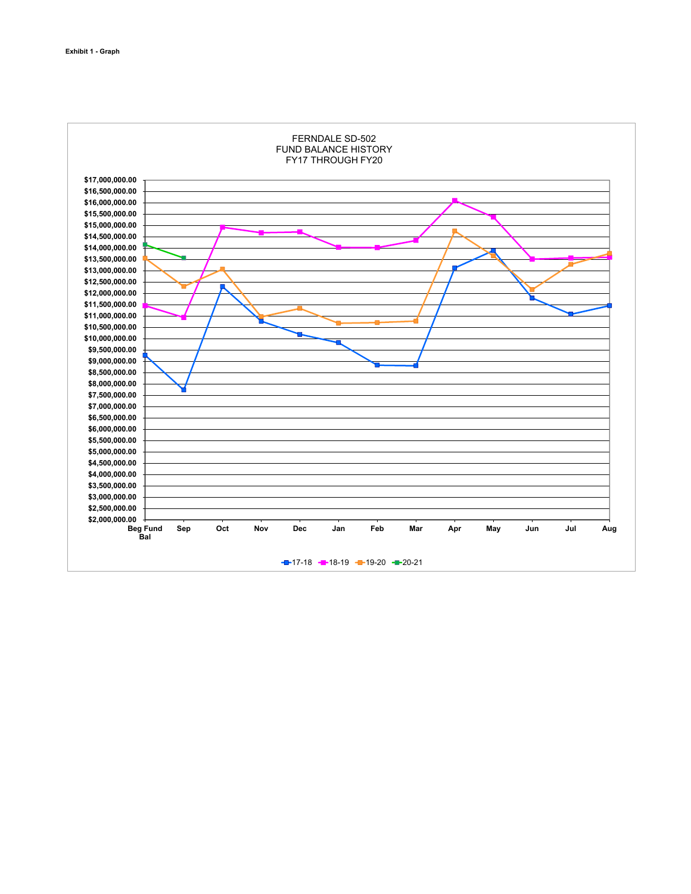**Exhibit 1 - Graph**

FERNDALE SD-502
FUND BALANCE HISTORY
FY17 THROUGH FY20

$17,000,000.00
$16,500,000.00
$16,000,000.00
$15,500,000.00
$15,000,000.00
$14,500,000.00
$14,000,000.00
$13,500,000.00
$13,000,000.00
$12,500,000.00
$12,000,000.00
$11,500,000.00
$11,000,000.00
$10,500,000.00
$10,000,000.00
$9,500,000.00
$9,000,000.00
$8,500,000.00
$8,000,000.00
$7,500,000.00
$7,000,000.00
$6,500,000.00
$6,000,000.00
$5,500,000.00
$5,000,000.00
$4,500,000.00
$4,000,000.00
$3,500,000.00
$3,000,000.00
$2,500,000.00
$2,000,000.00

Beg Fund Bal | Sep | Oct | Nov | Dec | Jan | Feb | Mar | Apr | May | Jun | Jul | Aug

17-18 | 18-19 | 19-20 | 20-21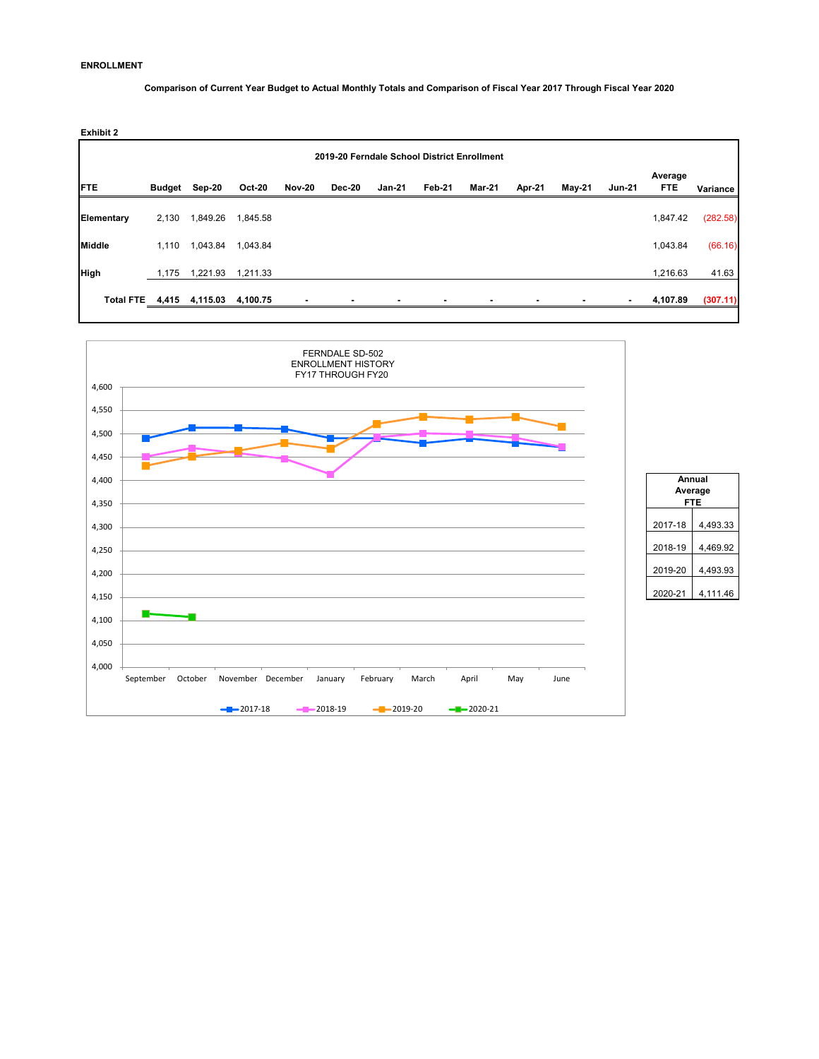**ENROLLMENT**

**Comparison of Current Year Budget to Actual Monthly Totals and Comparison of Fiscal Year 2017 Through Fiscal Year 2020**

**Exhibit 2**

**2019-20 Ferndale School District Enrollment**

| FTE | Budget | Sep-20 | Oct-20 | Nov-20 | Dec-20 | Jan-21 | Feb-21 | Mar-21 | Apr-21 | May-21 | Jun-21 | Average FTE | Variance |
|---|---|---|---|---|---|---|---|---|---|---|---|---|---|
| **Elementary** | 2,130 | 1,849.26 | 1,845.58 | | | | | | | | | 1,847.42 | (282.58) |
| **Middle** | 1,110 | 1,043.84 | 1,043.84 | | | | | | | | | 1,043.84 | (66.16) |
| **High** | 1,175 | 1,221.93 | 1,211.33 | | | | | | | | | 1,216.63 | 41.63 |
| **Total FTE** | **4,415** | **4,115.03** | **4,100.75** | **-** | **-** | **-** | **-** | **-** | **-** | **-** | **-** | **4,107.89** | **(307.11)** |

FERNDALE SD-502
ENROLLMENT HISTORY
FY17 THROUGH FY20

| Annual Average FTE | |
|---|---|
| 2017-18 | 4,493.33 |
| 2018-19 | 4,469.92 |
| 2019-20 | 4,493.93 |
| 2020-21 | 4,111.46 |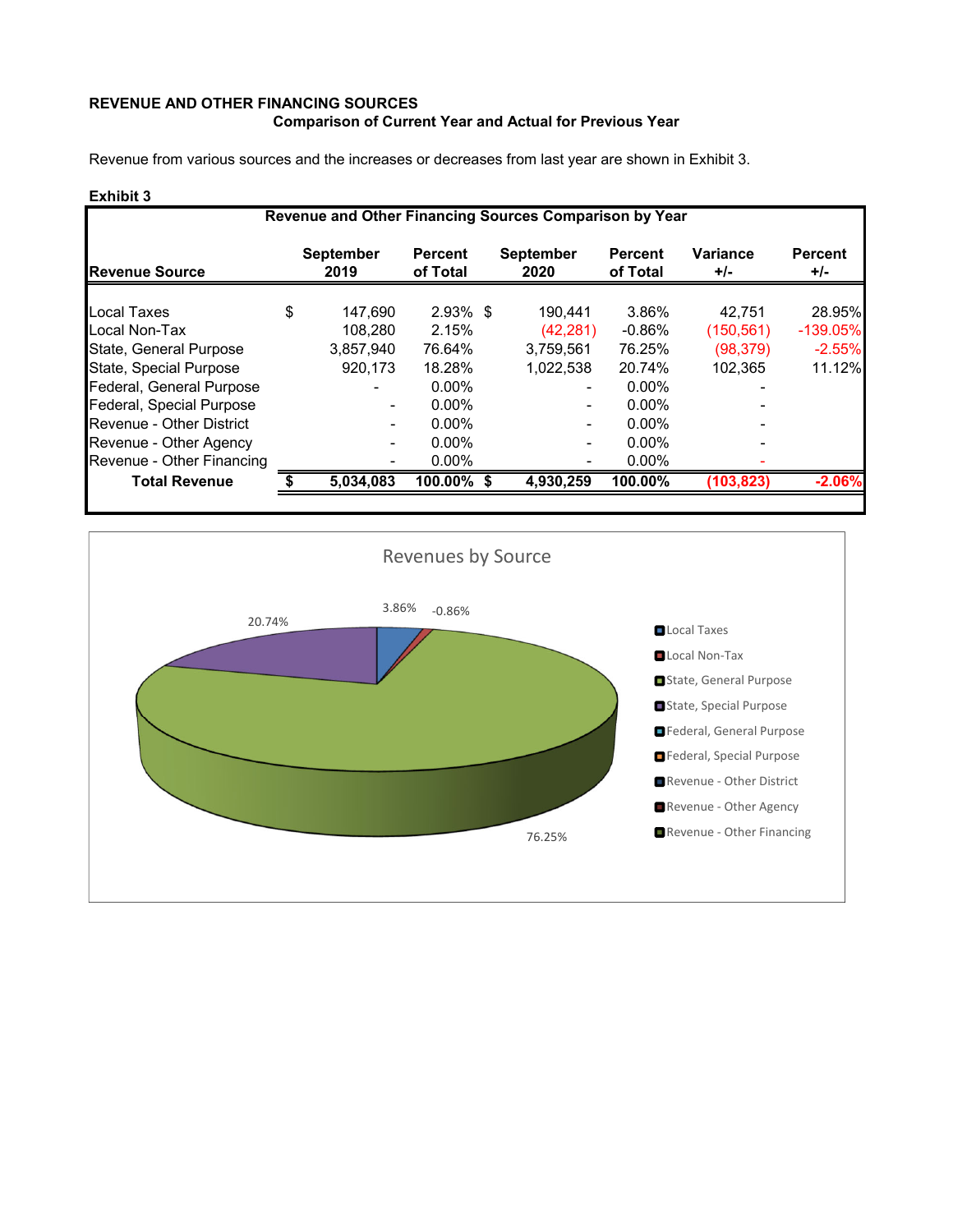# REVENUE AND OTHER FINANCING SOURCES

## Comparison of Current Year and Actual for Previous Year

Revenue from various sources and the increases or decreases from last year are shown in Exhibit 3.

**Exhibit 3**

**Revenue and Other Financing Sources Comparison by Year**

| Revenue Source | September 2019 | Percent of Total | September 2020 | Percent of Total | Variance +/- | Percent +/- |
|---|---|---|---|---|---|---|
| Local Taxes | $ 147,690 | 2.93% | $ 190,441 | 3.86% | 42,751 | 28.95% |
| Local Non-Tax | 108,280 | 2.15% | (42,281) | -0.86% | (150,561) | -139.05% |
| State, General Purpose | 3,857,940 | 76.64% | 3,759,561 | 76.25% | (98,379) | -2.55% |
| State, Special Purpose | 920,173 | 18.28% | 1,022,538 | 20.74% | 102,365 | 11.12% |
| Federal, General Purpose | - | 0.00% | - | 0.00% | - | |
| Federal, Special Purpose | - | 0.00% | - | 0.00% | - | |
| Revenue - Other District | - | 0.00% | - | 0.00% | - | |
| Revenue - Other Agency | - | 0.00% | - | 0.00% | - | |
| Revenue - Other Financing | - | 0.00% | - | 0.00% | - | |
| **Total Revenue** | **$ 5,034,083** | **100.00%** | **$ 4,930,259** | **100.00%** | **(103,823)** | **-2.06%** |

**Revenues by Source**

| Revenue Source | Percent |
|---|---|
| Local Taxes | 3.86% |
| Local Non-Tax | -0.86% |
| State, General Purpose | 76.25% |
| State, Special Purpose | 20.74% |
| Federal, General Purpose | |
| Federal, Special Purpose | |
| Revenue - Other District | |
| Revenue - Other Agency | |
| Revenue - Other Financing | |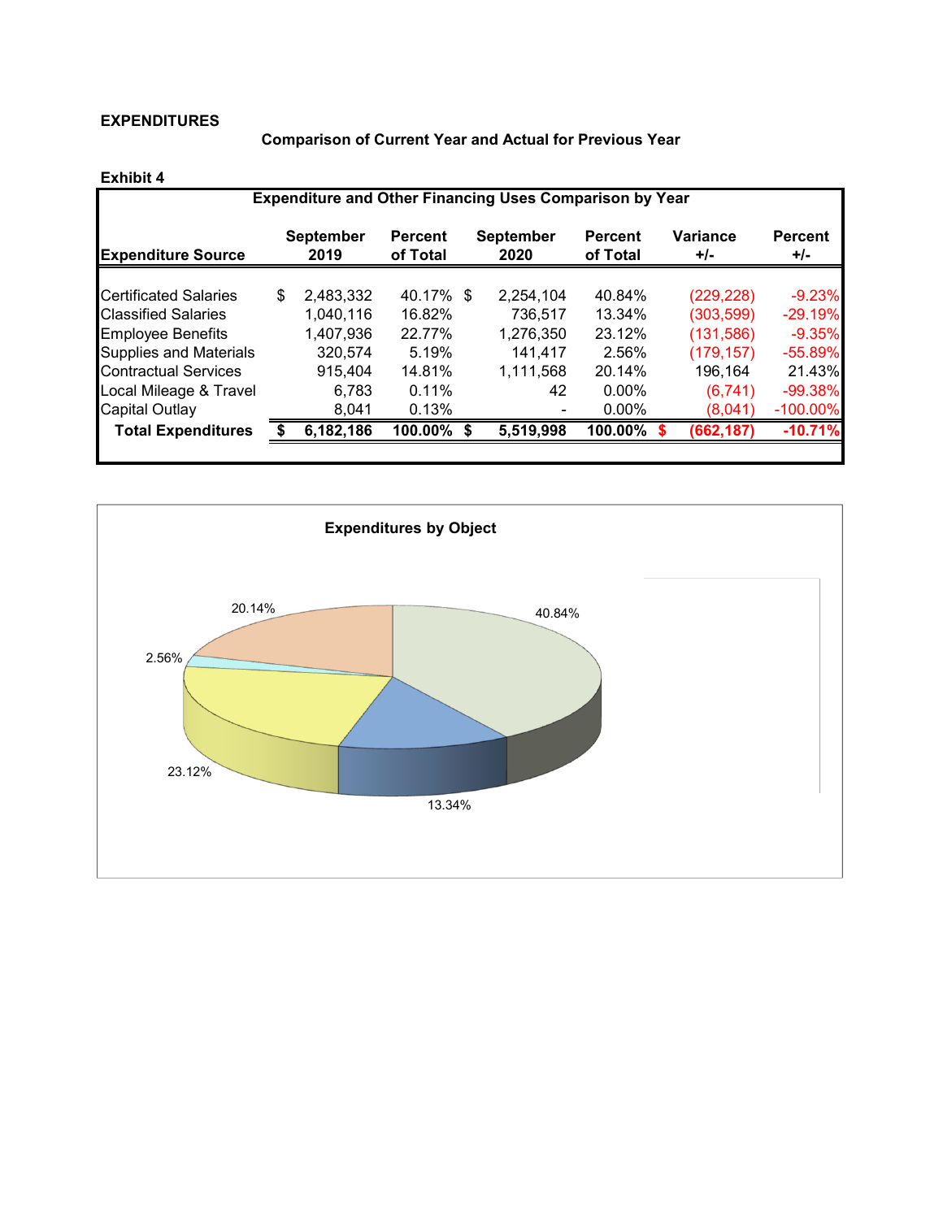**EXPENDITURES**

**Comparison of Current Year and Actual for Previous Year**

**Exhibit 4**

| Expenditure and Other Financing Uses Comparison by Year | | | | | | |
|---|---|---|---|---|---|---|
| **Expenditure Source** | **September 2019** | **Percent of Total** | **September 2020** | **Percent of Total** | **Variance +/-** | **Percent +/-** |
| Certificated Salaries | $ 2,483,332 | 40.17% | $ 2,254,104 | 40.84% | (229,228) | -9.23% |
| Classified Salaries | 1,040,116 | 16.82% | 736,517 | 13.34% | (303,599) | -29.19% |
| Employee Benefits | 1,407,936 | 22.77% | 1,276,350 | 23.12% | (131,586) | -9.35% |
| Supplies and Materials | 320,574 | 5.19% | 141,417 | 2.56% | (179,157) | -55.89% |
| Contractual Services | 915,404 | 14.81% | 1,111,568 | 20.14% | 196,164 | 21.43% |
| Local Mileage & Travel | 6,783 | 0.11% | 42 | 0.00% | (6,741) | -99.38% |
| Capital Outlay | 8,041 | 0.13% | - | 0.00% | (8,041) | -100.00% |
| **Total Expenditures** | **$ 6,182,186** | **100.00%** | **$ 5,519,998** | **100.00%** | **$ (662,187)** | **-10.71%** |

**Expenditures by Object**

40.84%, 13.34%, 23.12%, 2.56%, 20.14%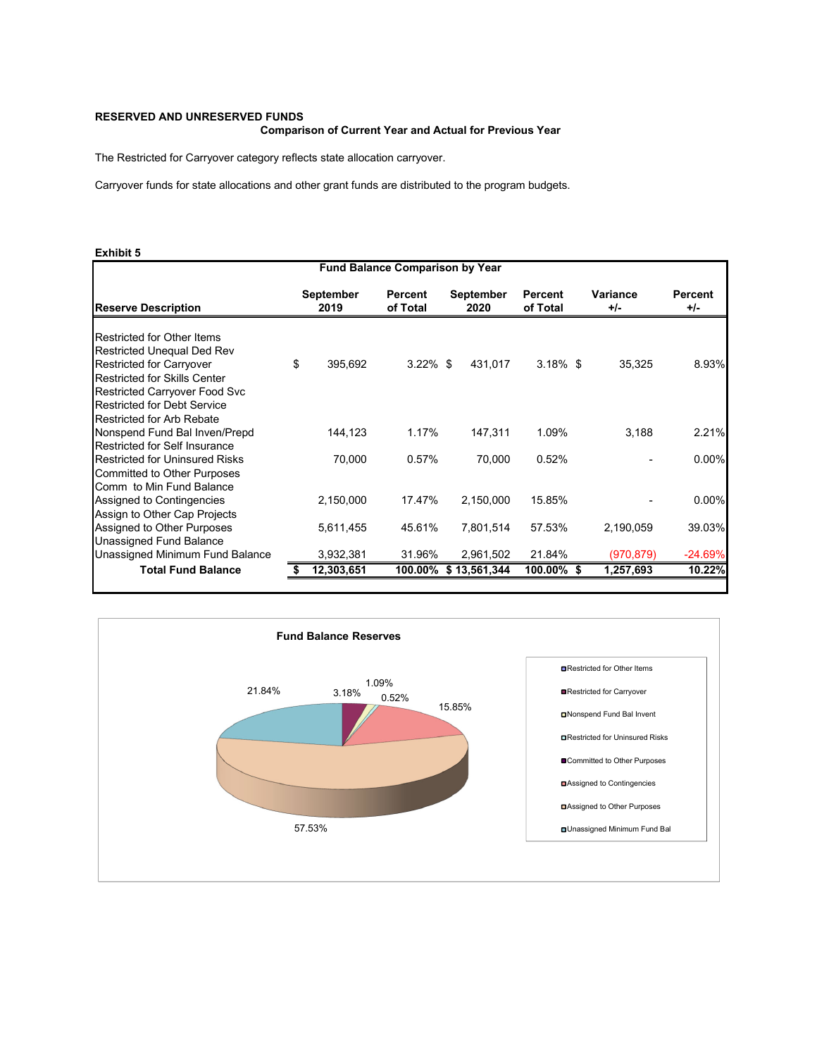**RESERVED AND UNRESERVED FUNDS**

**Comparison of Current Year and Actual for Previous Year**

The Restricted for Carryover category reflects state allocation carryover.

Carryover funds for state allocations and other grant funds are distributed to the program budgets.

**Exhibit 5**

**Fund Balance Comparison by Year**

| Reserve Description | September 2019 | Percent of Total | September 2020 | Percent of Total | Variance +/- | Percent +/- |
|---|---|---|---|---|---|---|
| Restricted for Other Items | | | | | | |
| Restricted Unequal Ded Rev | | | | | | |
| Restricted for Carryover | $ 395,692 | 3.22% | $ 431,017 | 3.18% | $ 35,325 | 8.93% |
| Restricted for Skills Center | | | | | | |
| Restricted Carryover Food Svc | | | | | | |
| Restricted for Debt Service | | | | | | |
| Restricted for Arb Rebate | | | | | | |
| Nonspend Fund Bal Inven/Prepd | 144,123 | 1.17% | 147,311 | 1.09% | 3,188 | 2.21% |
| Restricted for Self Insurance | | | | | | |
| Restricted for Uninsured Risks | 70,000 | 0.57% | 70,000 | 0.52% | - | 0.00% |
| Committed to Other Purposes | | | | | | |
| Comm to Min Fund Balance | | | | | | |
| Assigned to Contingencies | 2,150,000 | 17.47% | 2,150,000 | 15.85% | - | 0.00% |
| Assign to Other Cap Projects | | | | | | |
| Assigned to Other Purposes | 5,611,455 | 45.61% | 7,801,514 | 57.53% | 2,190,059 | 39.03% |
| Unassigned Fund Balance | | | | | | |
| Unassigned Minimum Fund Balance | 3,932,381 | 31.96% | 2,961,502 | 21.84% | (970,879) | -24.69% |
| **Total Fund Balance** | **$ 12,303,651** | **100.00%** | **$ 13,561,344** | **100.00%** | **$ 1,257,693** | **10.22%** |

**Fund Balance Reserves**

| Legend | Percent |
|---|---|
| Restricted for Other Items | |
| Restricted for Carryover | 3.18% |
| Nonspend Fund Bal Invent | 1.09% |
| Restricted for Uninsured Risks | 0.52% |
| Committed to Other Purposes | |
| Assigned to Contingencies | 15.85% |
| Assigned to Other Purposes | 57.53% |
| Unassigned Minimum Fund Bal | 21.84% |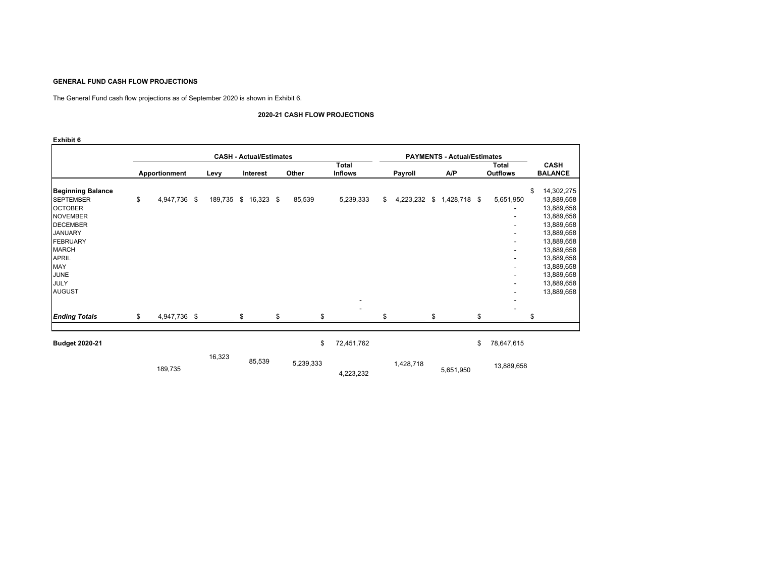**GENERAL FUND CASH FLOW PROJECTIONS**

The General Fund cash flow projections as of September 2020 is shown in Exhibit 6.

**2020-21 CASH FLOW PROJECTIONS**

**Exhibit 6**

| | CASH - Actual/Estimates | | | | | PAYMENTS - Actual/Estimates | | | |
|---|---|---|---|---|---|---|---|---|---|
| | Apportionment | Levy | Interest | Other | Total Inflows | Payroll | A/P | Total Outflows | CASH BALANCE |
| **Beginning Balance** | | | | | | | | | $ 14,302,275 |
| SEPTEMBER | $ 4,947,736 | $ 189,735 | $ 16,323 | $ 85,539 | 5,239,333 | $ 4,223,232 | $ 1,428,718 | $ 5,651,950 | 13,889,658 |
| OCTOBER | | | | | | | | - | 13,889,658 |
| NOVEMBER | | | | | | | | - | 13,889,658 |
| DECEMBER | | | | | | | | - | 13,889,658 |
| JANUARY | | | | | | | | - | 13,889,658 |
| FEBRUARY | | | | | | | | - | 13,889,658 |
| MARCH | | | | | | | | - | 13,889,658 |
| APRIL | | | | | | | | - | 13,889,658 |
| MAY | | | | | | | | - | 13,889,658 |
| JUNE | | | | | | | | - | 13,889,658 |
| JULY | | | | | | | | - | 13,889,658 |
| AUGUST | | | | | | | | - | 13,889,658 |
| | | | | | - | | | - | |
| | | | | | - | | | - | |
| ***Ending Totals*** | $ 4,947,736 | $ | $ | $ | $ | $ | $ | $ | $ |
| **Budget 2020-21** | | | | | $ 72,451,762 | | | $ 78,647,615 | |
| | 189,735 | 16,323 | 85,539 | 5,239,333 | 4,223,232 | 1,428,718 | 5,651,950 | 13,889,658 | |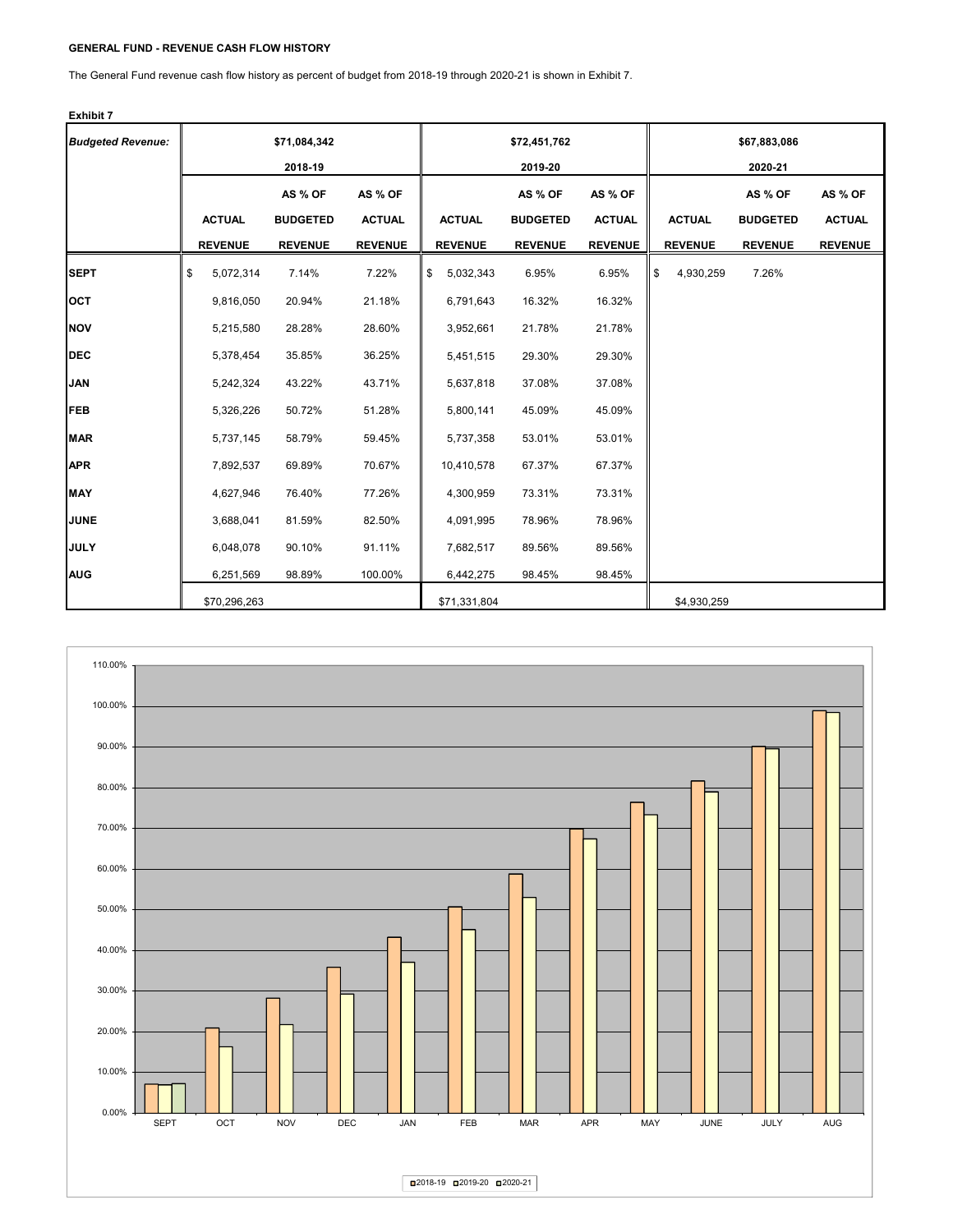**GENERAL FUND - REVENUE CASH FLOW HISTORY**

The General Fund revenue cash flow history as percent of budget from 2018-19 through 2020-21 is shown in Exhibit 7.

**Exhibit 7**

| *Budgeted Revenue:* | $71,084,342 | | | $72,451,762 | | | $67,883,086 | | |
|---|---|---|---|---|---|---|---|---|---|
| | 2018-19 | | | 2019-20 | | | 2020-21 | | |
| | ACTUAL REVENUE | AS % OF BUDGETED REVENUE | AS % OF ACTUAL REVENUE | ACTUAL REVENUE | AS % OF BUDGETED REVENUE | AS % OF ACTUAL REVENUE | ACTUAL REVENUE | AS % OF BUDGETED REVENUE | AS % OF ACTUAL REVENUE |
| **SEPT** | $ 5,072,314 | 7.14% | 7.22% | $ 5,032,343 | 6.95% | 6.95% | $ 4,930,259 | 7.26% | |
| **OCT** | 9,816,050 | 20.94% | 21.18% | 6,791,643 | 16.32% | 16.32% | | | |
| **NOV** | 5,215,580 | 28.28% | 28.60% | 3,952,661 | 21.78% | 21.78% | | | |
| **DEC** | 5,378,454 | 35.85% | 36.25% | 5,451,515 | 29.30% | 29.30% | | | |
| **JAN** | 5,242,324 | 43.22% | 43.71% | 5,637,818 | 37.08% | 37.08% | | | |
| **FEB** | 5,326,226 | 50.72% | 51.28% | 5,800,141 | 45.09% | 45.09% | | | |
| **MAR** | 5,737,145 | 58.79% | 59.45% | 5,737,358 | 53.01% | 53.01% | | | |
| **APR** | 7,892,537 | 69.89% | 70.67% | 10,410,578 | 67.37% | 67.37% | | | |
| **MAY** | 4,627,946 | 76.40% | 77.26% | 4,300,959 | 73.31% | 73.31% | | | |
| **JUNE** | 3,688,041 | 81.59% | 82.50% | 4,091,995 | 78.96% | 78.96% | | | |
| **JULY** | 6,048,078 | 90.10% | 91.11% | 7,682,517 | 89.56% | 89.56% | | | |
| **AUG** | 6,251,569 | 98.89% | 100.00% | 6,442,275 | 98.45% | 98.45% | | | |
| | $70,296,263 | | | $71,331,804 | | | $4,930,259 | | |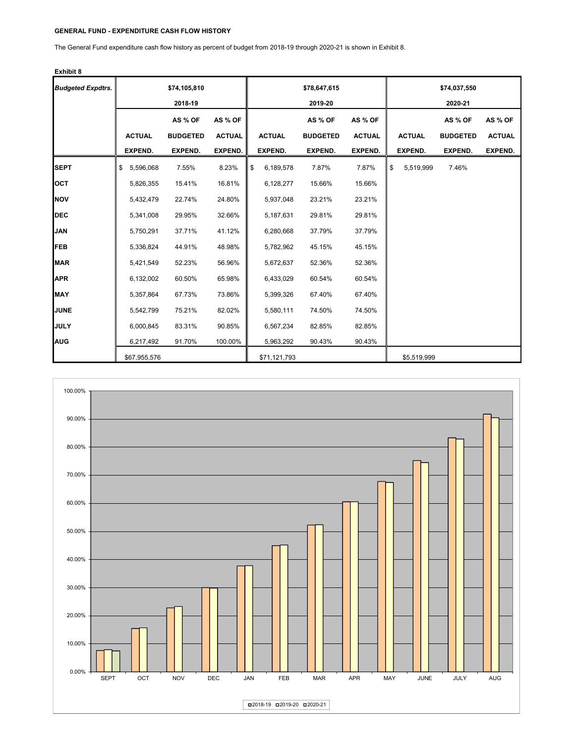**GENERAL FUND - EXPENDITURE CASH FLOW HISTORY**

The General Fund expenditure cash flow history as percent of budget from 2018-19 through 2020-21 is shown in Exhibit 8.

**Exhibit 8**

| *Budgeted Expdtrs.* | $74,105,810 | | | $78,647,615 | | | $74,037,550 | | |
|---|---|---|---|---|---|---|---|---|---|
| | 2018-19 | | | 2019-20 | | | 2020-21 | | |
| | ACTUAL EXPEND. | AS % OF BUDGETED EXPEND. | AS % OF ACTUAL EXPEND. | ACTUAL EXPEND. | AS % OF BUDGETED EXPEND. | AS % OF ACTUAL EXPEND. | ACTUAL EXPEND. | AS % OF BUDGETED EXPEND. | AS % OF ACTUAL EXPEND. |
| **SEPT** | $ 5,596,068 | 7.55% | 8.23% | $ 6,189,578 | 7.87% | 7.87% | $ 5,519,999 | 7.46% | |
| **OCT** | 5,826,355 | 15.41% | 16.81% | 6,128,277 | 15.66% | 15.66% | | | |
| **NOV** | 5,432,479 | 22.74% | 24.80% | 5,937,048 | 23.21% | 23.21% | | | |
| **DEC** | 5,341,008 | 29.95% | 32.66% | 5,187,631 | 29.81% | 29.81% | | | |
| **JAN** | 5,750,291 | 37.71% | 41.12% | 6,280,668 | 37.79% | 37.79% | | | |
| **FEB** | 5,336,824 | 44.91% | 48.98% | 5,782,962 | 45.15% | 45.15% | | | |
| **MAR** | 5,421,549 | 52.23% | 56.96% | 5,672,637 | 52.36% | 52.36% | | | |
| **APR** | 6,132,002 | 60.50% | 65.98% | 6,433,029 | 60.54% | 60.54% | | | |
| **MAY** | 5,357,864 | 67.73% | 73.86% | 5,399,326 | 67.40% | 67.40% | | | |
| **JUNE** | 5,542,799 | 75.21% | 82.02% | 5,580,111 | 74.50% | 74.50% | | | |
| **JULY** | 6,000,845 | 83.31% | 90.85% | 6,567,234 | 82.85% | 82.85% | | | |
| **AUG** | 6,217,492 | 91.70% | 100.00% | 5,963,292 | 90.43% | 90.43% | | | |
| | $67,955,576 | | | $71,121,793 | | | $5,519,999 | | |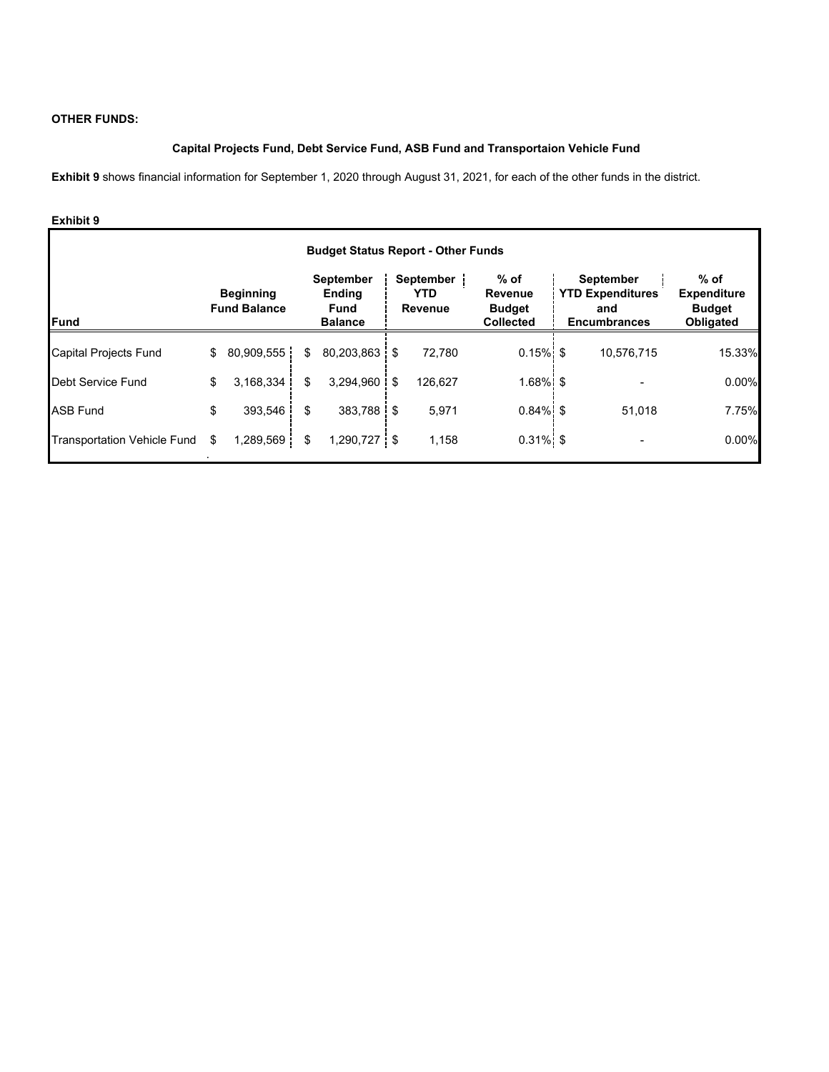**OTHER FUNDS:**

**Capital Projects Fund, Debt Service Fund, ASB Fund and Transportaion Vehicle Fund**

**Exhibit 9** shows financial information for September 1, 2020 through August 31, 2021, for each of the other funds in the district.

**Exhibit 9**

| Budget Status Report - Other Funds | | | | | | |
|---|---|---|---|---|---|---|
| **Fund** | **Beginning Fund Balance** | **September Ending Fund Balance** | **September YTD Revenue** | **% of Revenue Budget Collected** | **September YTD Expenditures and Encumbrances** | **% of Expenditure Budget Obligated** |
| Capital Projects Fund | $ 80,909,555 | $ 80,203,863 | $ 72,780 | 0.15% | $ 10,576,715 | 15.33% |
| Debt Service Fund | $ 3,168,334 | $ 3,294,960 | $ 126,627 | 1.68% | $ - | 0.00% |
| ASB Fund | $ 393,546 | $ 383,788 | $ 5,971 | 0.84% | $ 51,018 | 7.75% |
| Transportation Vehicle Fund | $ 1,289,569 | $ 1,290,727 | $ 1,158 | 0.31% | $ - | 0.00% |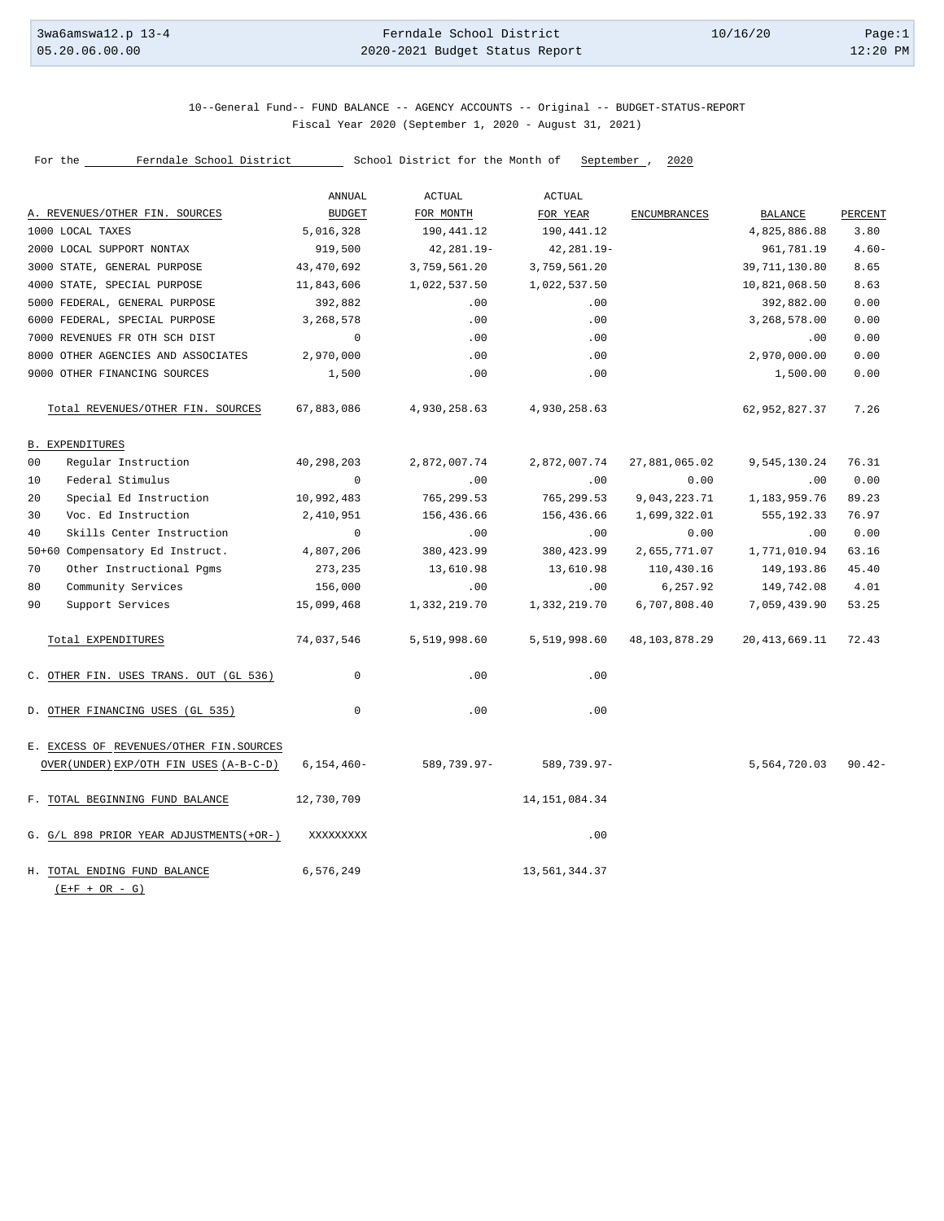10--General Fund-- FUND BALANCE -- AGENCY ACCOUNTS -- Original -- BUDGET-STATUS-REPORT
Fiscal Year 2020 (September 1, 2020 - August 31, 2021)

For the Ferndale School District School District for the Month of September , 2020

| A. REVENUES/OTHER FIN. SOURCES | ANNUAL BUDGET | ACTUAL FOR MONTH | ACTUAL FOR YEAR | ENCUMBRANCES | BALANCE | PERCENT |
|---|---|---|---|---|---|---|
| 1000 LOCAL TAXES | 5,016,328 | 190,441.12 | 190,441.12 | | 4,825,886.88 | 3.80 |
| 2000 LOCAL SUPPORT NONTAX | 919,500 | 42,281.19- | 42,281.19- | | 961,781.19 | 4.60- |
| 3000 STATE, GENERAL PURPOSE | 43,470,692 | 3,759,561.20 | 3,759,561.20 | | 39,711,130.80 | 8.65 |
| 4000 STATE, SPECIAL PURPOSE | 11,843,606 | 1,022,537.50 | 1,022,537.50 | | 10,821,068.50 | 8.63 |
| 5000 FEDERAL, GENERAL PURPOSE | 392,882 | .00 | .00 | | 392,882.00 | 0.00 |
| 6000 FEDERAL, SPECIAL PURPOSE | 3,268,578 | .00 | .00 | | 3,268,578.00 | 0.00 |
| 7000 REVENUES FR OTH SCH DIST | 0 | .00 | .00 | | .00 | 0.00 |
| 8000 OTHER AGENCIES AND ASSOCIATES | 2,970,000 | .00 | .00 | | 2,970,000.00 | 0.00 |
| 9000 OTHER FINANCING SOURCES | 1,500 | .00 | .00 | | 1,500.00 | 0.00 |
| Total REVENUES/OTHER FIN. SOURCES | 67,883,086 | 4,930,258.63 | 4,930,258.63 | | 62,952,827.37 | 7.26 |
| **B. EXPENDITURES** | | | | | | |
| 00 Regular Instruction | 40,298,203 | 2,872,007.74 | 2,872,007.74 | 27,881,065.02 | 9,545,130.24 | 76.31 |
| 10 Federal Stimulus | 0 | .00 | .00 | 0.00 | .00 | 0.00 |
| 20 Special Ed Instruction | 10,992,483 | 765,299.53 | 765,299.53 | 9,043,223.71 | 1,183,959.76 | 89.23 |
| 30 Voc. Ed Instruction | 2,410,951 | 156,436.66 | 156,436.66 | 1,699,322.01 | 555,192.33 | 76.97 |
| 40 Skills Center Instruction | 0 | .00 | .00 | 0.00 | .00 | 0.00 |
| 50+60 Compensatory Ed Instruct. | 4,807,206 | 380,423.99 | 380,423.99 | 2,655,771.07 | 1,771,010.94 | 63.16 |
| 70 Other Instructional Pgms | 273,235 | 13,610.98 | 13,610.98 | 110,430.16 | 149,193.86 | 45.40 |
| 80 Community Services | 156,000 | .00 | .00 | 6,257.92 | 149,742.08 | 4.01 |
| 90 Support Services | 15,099,468 | 1,332,219.70 | 1,332,219.70 | 6,707,808.40 | 7,059,439.90 | 53.25 |
| Total EXPENDITURES | 74,037,546 | 5,519,998.60 | 5,519,998.60 | 48,103,878.29 | 20,413,669.11 | 72.43 |
| C. OTHER FIN. USES TRANS. OUT (GL 536) | 0 | .00 | .00 | | | |
| D. OTHER FINANCING USES (GL 535) | 0 | .00 | .00 | | | |
| E. EXCESS OF REVENUES/OTHER FIN.SOURCES OVER(UNDER) EXP/OTH FIN USES (A-B-C-D) | 6,154,460- | 589,739.97- | 589,739.97- | | 5,564,720.03 | 90.42- |
| F. TOTAL BEGINNING FUND BALANCE | 12,730,709 | | 14,151,084.34 | | | |
| G. G/L 898 PRIOR YEAR ADJUSTMENTS(+OR-) | XXXXXXXXX | | .00 | | | |
| H. TOTAL ENDING FUND BALANCE (E+F + OR - G) | 6,576,249 | | 13,561,344.37 | | | |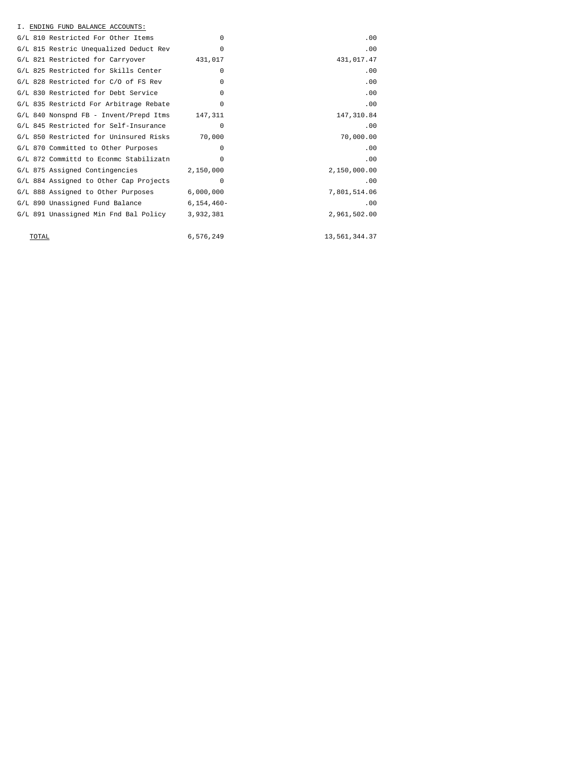I. ENDING FUND BALANCE ACCOUNTS:

| | | |
|---|---|---|
| G/L 810 Restricted For Other Items | 0 | .00 |
| G/L 815 Restric Unequalized Deduct Rev | 0 | .00 |
| G/L 821 Restricted for Carryover | 431,017 | 431,017.47 |
| G/L 825 Restricted for Skills Center | 0 | .00 |
| G/L 828 Restricted for C/O of FS Rev | 0 | .00 |
| G/L 830 Restricted for Debt Service | 0 | .00 |
| G/L 835 Restrictd For Arbitrage Rebate | 0 | .00 |
| G/L 840 Nonspnd FB - Invent/Prepd Itms | 147,311 | 147,310.84 |
| G/L 845 Restricted for Self-Insurance | 0 | .00 |
| G/L 850 Restricted for Uninsured Risks | 70,000 | 70,000.00 |
| G/L 870 Committed to Other Purposes | 0 | .00 |
| G/L 872 Committd to Econmc Stabilizatn | 0 | .00 |
| G/L 875 Assigned Contingencies | 2,150,000 | 2,150,000.00 |
| G/L 884 Assigned to Other Cap Projects | 0 | .00 |
| G/L 888 Assigned to Other Purposes | 6,000,000 | 7,801,514.06 |
| G/L 890 Unassigned Fund Balance | 6,154,460- | .00 |
| G/L 891 Unassigned Min Fnd Bal Policy | 3,932,381 | 2,961,502.00 |
| TOTAL | 6,576,249 | 13,561,344.37 |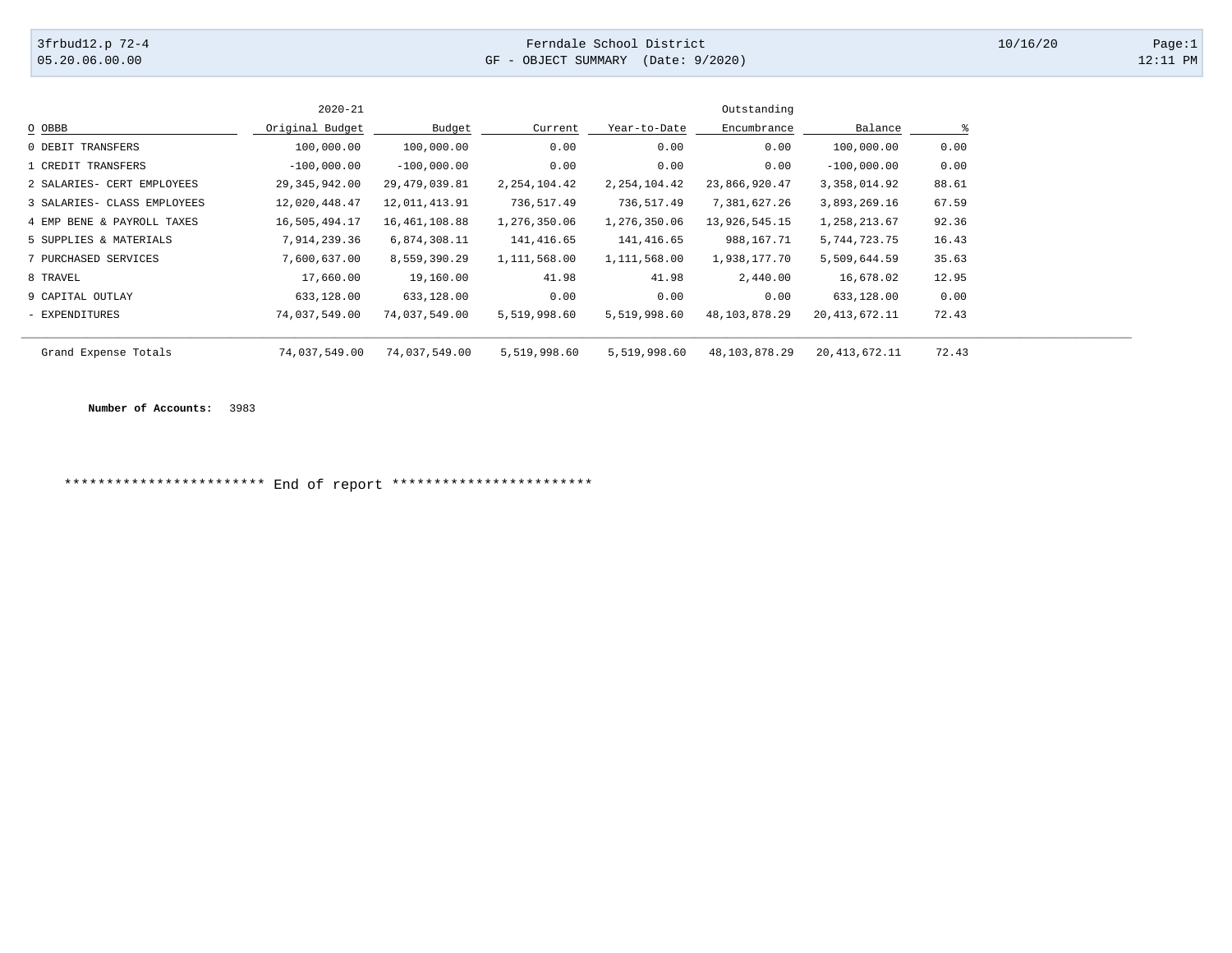Ferndale School District

GF - OBJECT SUMMARY (Date: 9/2020)

| O OBBB | 2020-21 Original Budget | Budget | Current | Year-to-Date | Outstanding Encumbrance | Balance | % |
|---|---|---|---|---|---|---|---|
| 0 DEBIT TRANSFERS | 100,000.00 | 100,000.00 | 0.00 | 0.00 | 0.00 | 100,000.00 | 0.00 |
| 1 CREDIT TRANSFERS | -100,000.00 | -100,000.00 | 0.00 | 0.00 | 0.00 | -100,000.00 | 0.00 |
| 2 SALARIES- CERT EMPLOYEES | 29,345,942.00 | 29,479,039.81 | 2,254,104.42 | 2,254,104.42 | 23,866,920.47 | 3,358,014.92 | 88.61 |
| 3 SALARIES- CLASS EMPLOYEES | 12,020,448.47 | 12,011,413.91 | 736,517.49 | 736,517.49 | 7,381,627.26 | 3,893,269.16 | 67.59 |
| 4 EMP BENE & PAYROLL TAXES | 16,505,494.17 | 16,461,108.88 | 1,276,350.06 | 1,276,350.06 | 13,926,545.15 | 1,258,213.67 | 92.36 |
| 5 SUPPLIES & MATERIALS | 7,914,239.36 | 6,874,308.11 | 141,416.65 | 141,416.65 | 988,167.71 | 5,744,723.75 | 16.43 |
| 7 PURCHASED SERVICES | 7,600,637.00 | 8,559,390.29 | 1,111,568.00 | 1,111,568.00 | 1,938,177.70 | 5,509,644.59 | 35.63 |
| 8 TRAVEL | 17,660.00 | 19,160.00 | 41.98 | 41.98 | 2,440.00 | 16,678.02 | 12.95 |
| 9 CAPITAL OUTLAY | 633,128.00 | 633,128.00 | 0.00 | 0.00 | 0.00 | 633,128.00 | 0.00 |
| - EXPENDITURES | 74,037,549.00 | 74,037,549.00 | 5,519,998.60 | 5,519,998.60 | 48,103,878.29 | 20,413,672.11 | 72.43 |
| Grand Expense Totals | 74,037,549.00 | 74,037,549.00 | 5,519,998.60 | 5,519,998.60 | 48,103,878.29 | 20,413,672.11 | 72.43 |

**Number of Accounts:** 3983

************************ End of report ************************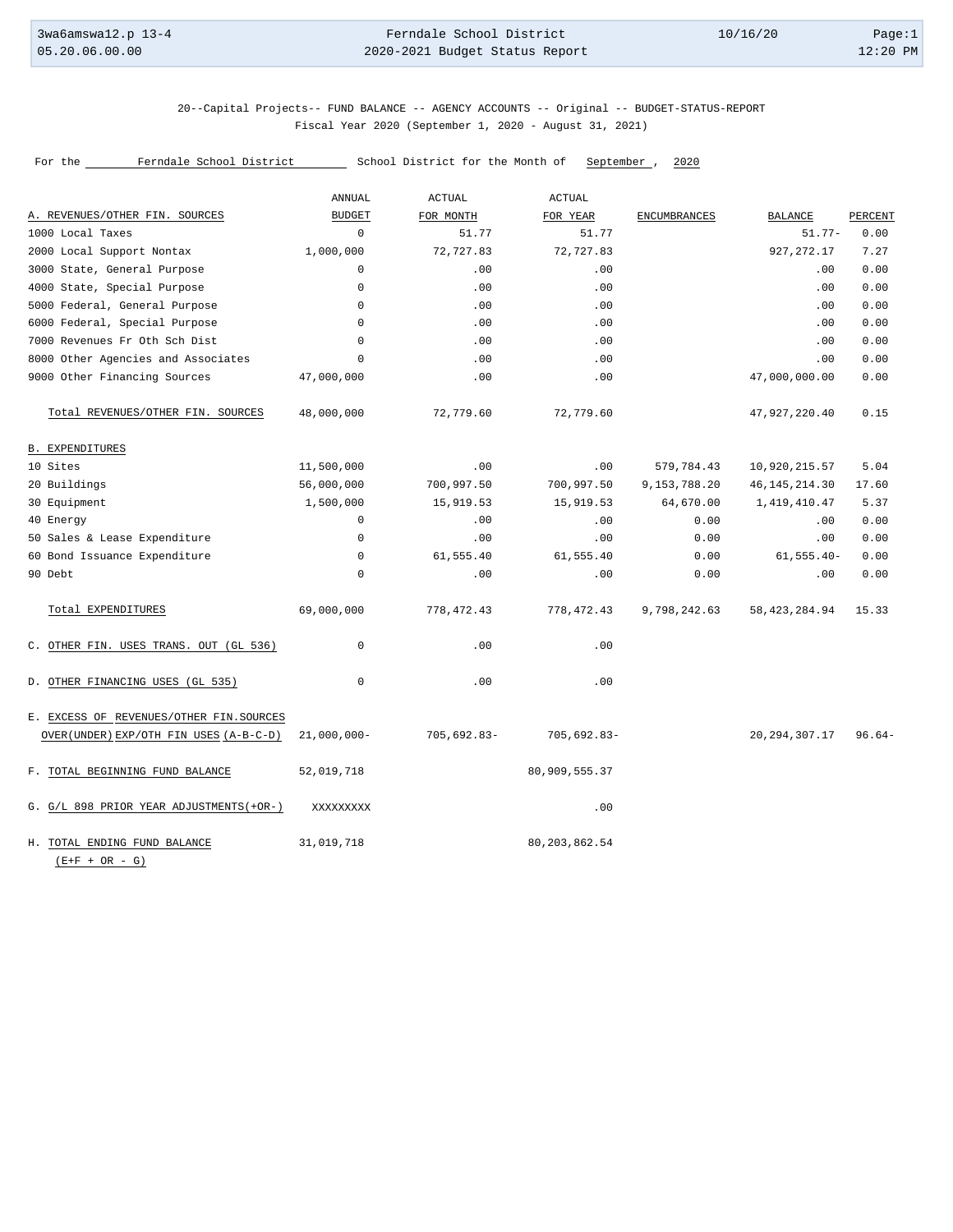20--Capital Projects-- FUND BALANCE -- AGENCY ACCOUNTS -- Original -- BUDGET-STATUS-REPORT
Fiscal Year 2020 (September 1, 2020 - August 31, 2021)

For the Ferndale School District School District for the Month of September, 2020

| A. REVENUES/OTHER FIN. SOURCES | ANNUAL BUDGET | ACTUAL FOR MONTH | ACTUAL FOR YEAR | ENCUMBRANCES | BALANCE | PERCENT |
|---|---|---|---|---|---|---|
| 1000 Local Taxes | 0 | 51.77 | 51.77 | | 51.77- | 0.00 |
| 2000 Local Support Nontax | 1,000,000 | 72,727.83 | 72,727.83 | | 927,272.17 | 7.27 |
| 3000 State, General Purpose | 0 | .00 | .00 | | .00 | 0.00 |
| 4000 State, Special Purpose | 0 | .00 | .00 | | .00 | 0.00 |
| 5000 Federal, General Purpose | 0 | .00 | .00 | | .00 | 0.00 |
| 6000 Federal, Special Purpose | 0 | .00 | .00 | | .00 | 0.00 |
| 7000 Revenues Fr Oth Sch Dist | 0 | .00 | .00 | | .00 | 0.00 |
| 8000 Other Agencies and Associates | 0 | .00 | .00 | | .00 | 0.00 |
| 9000 Other Financing Sources | 47,000,000 | .00 | .00 | | 47,000,000.00 | 0.00 |
| Total REVENUES/OTHER FIN. SOURCES | 48,000,000 | 72,779.60 | 72,779.60 | | 47,927,220.40 | 0.15 |
| **B. EXPENDITURES** | | | | | | |
| 10 Sites | 11,500,000 | .00 | .00 | 579,784.43 | 10,920,215.57 | 5.04 |
| 20 Buildings | 56,000,000 | 700,997.50 | 700,997.50 | 9,153,788.20 | 46,145,214.30 | 17.60 |
| 30 Equipment | 1,500,000 | 15,919.53 | 15,919.53 | 64,670.00 | 1,419,410.47 | 5.37 |
| 40 Energy | 0 | .00 | .00 | 0.00 | .00 | 0.00 |
| 50 Sales & Lease Expenditure | 0 | .00 | .00 | 0.00 | .00 | 0.00 |
| 60 Bond Issuance Expenditure | 0 | 61,555.40 | 61,555.40 | 0.00 | 61,555.40- | 0.00 |
| 90 Debt | 0 | .00 | .00 | 0.00 | .00 | 0.00 |
| Total EXPENDITURES | 69,000,000 | 778,472.43 | 778,472.43 | 9,798,242.63 | 58,423,284.94 | 15.33 |
| C. OTHER FIN. USES TRANS. OUT (GL 536) | 0 | .00 | .00 | | | |
| D. OTHER FINANCING USES (GL 535) | 0 | .00 | .00 | | | |
| E. EXCESS OF REVENUES/OTHER FIN.SOURCES OVER(UNDER) EXP/OTH FIN USES (A-B-C-D) | 21,000,000- | 705,692.83- | 705,692.83- | | 20,294,307.17 | 96.64- |
| F. TOTAL BEGINNING FUND BALANCE | 52,019,718 | | 80,909,555.37 | | | |
| G. G/L 898 PRIOR YEAR ADJUSTMENTS(+OR-) | XXXXXXXXX | | .00 | | | |
| H. TOTAL ENDING FUND BALANCE (E+F + OR - G) | 31,019,718 | | 80,203,862.54 | | | |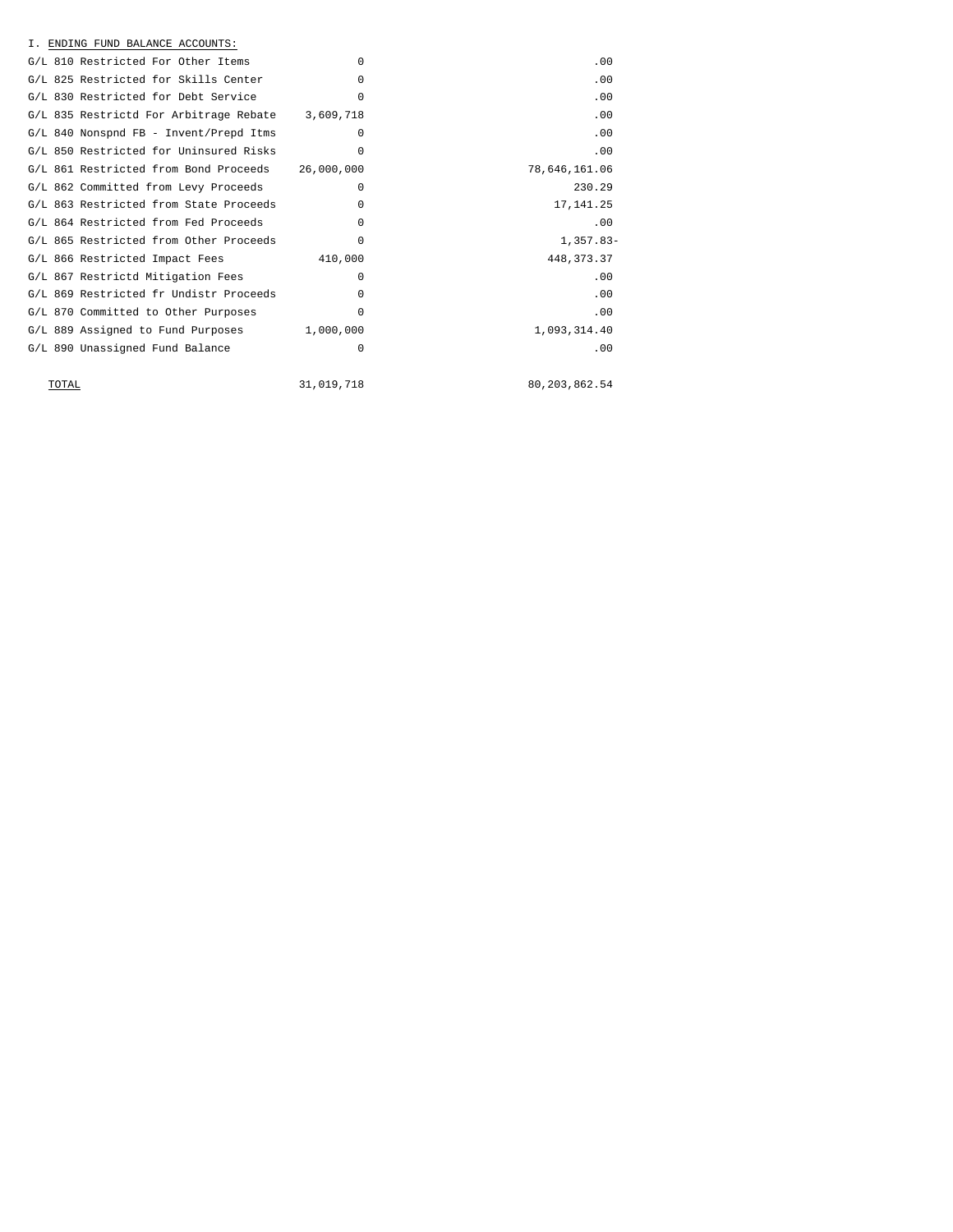I. <u>ENDING FUND BALANCE ACCOUNTS:</u>

| | | |
|---|---|---|
| G/L 810 Restricted For Other Items | 0 | .00 |
| G/L 825 Restricted for Skills Center | 0 | .00 |
| G/L 830 Restricted for Debt Service | 0 | .00 |
| G/L 835 Restrictd For Arbitrage Rebate | 3,609,718 | .00 |
| G/L 840 Nonspnd FB - Invent/Prepd Itms | 0 | .00 |
| G/L 850 Restricted for Uninsured Risks | 0 | .00 |
| G/L 861 Restricted from Bond Proceeds | 26,000,000 | 78,646,161.06 |
| G/L 862 Committed from Levy Proceeds | 0 | 230.29 |
| G/L 863 Restricted from State Proceeds | 0 | 17,141.25 |
| G/L 864 Restricted from Fed Proceeds | 0 | .00 |
| G/L 865 Restricted from Other Proceeds | 0 | 1,357.83- |
| G/L 866 Restricted Impact Fees | 410,000 | 448,373.37 |
| G/L 867 Restrictd Mitigation Fees | 0 | .00 |
| G/L 869 Restricted fr Undistr Proceeds | 0 | .00 |
| G/L 870 Committed to Other Purposes | 0 | .00 |
| G/L 889 Assigned to Fund Purposes | 1,000,000 | 1,093,314.40 |
| G/L 890 Unassigned Fund Balance | 0 | .00 |
| <u>TOTAL</u> | 31,019,718 | 80,203,862.54 |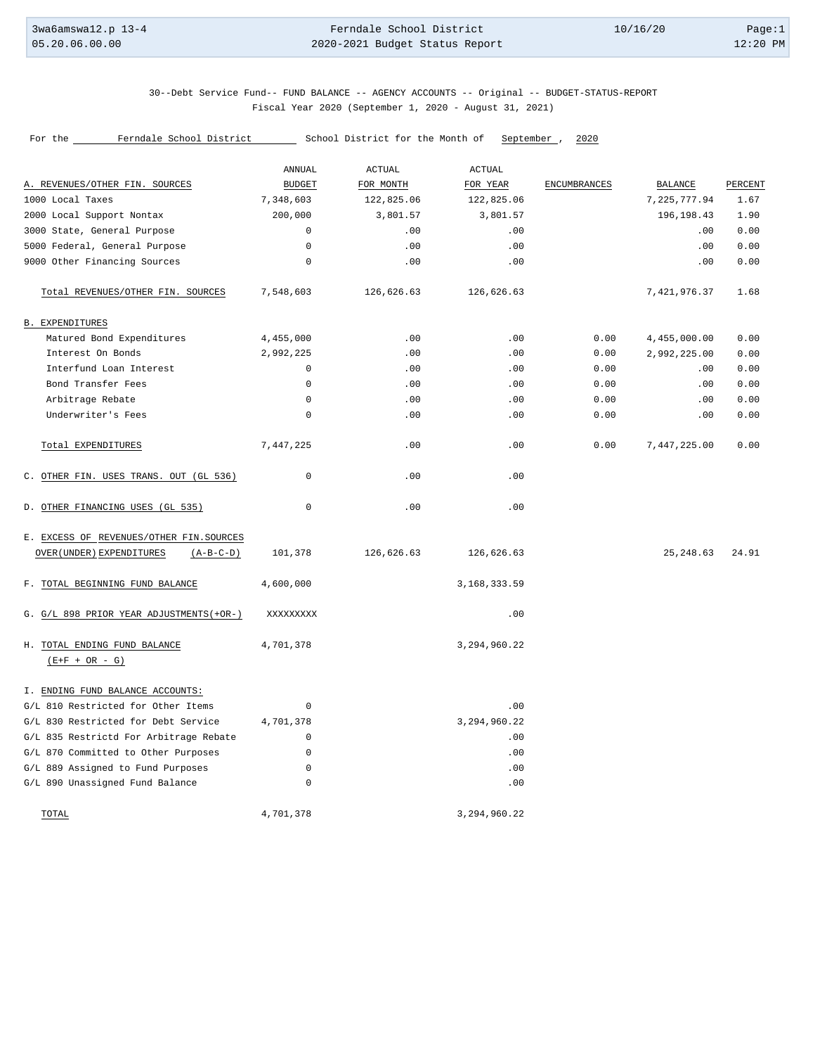30--Debt Service Fund-- FUND BALANCE -- AGENCY ACCOUNTS -- Original -- BUDGET-STATUS-REPORT

Fiscal Year 2020 (September 1, 2020 - August 31, 2021)

For the Ferndale School District School District for the Month of September , 2020

| A. REVENUES/OTHER FIN. SOURCES | ANNUAL BUDGET | ACTUAL FOR MONTH | ACTUAL FOR YEAR | ENCUMBRANCES | BALANCE | PERCENT |
|---|---|---|---|---|---|---|
| 1000 Local Taxes | 7,348,603 | 122,825.06 | 122,825.06 | | 7,225,777.94 | 1.67 |
| 2000 Local Support Nontax | 200,000 | 3,801.57 | 3,801.57 | | 196,198.43 | 1.90 |
| 3000 State, General Purpose | 0 | .00 | .00 | | .00 | 0.00 |
| 5000 Federal, General Purpose | 0 | .00 | .00 | | .00 | 0.00 |
| 9000 Other Financing Sources | 0 | .00 | .00 | | .00 | 0.00 |
| Total REVENUES/OTHER FIN. SOURCES | 7,548,603 | 126,626.63 | 126,626.63 | | 7,421,976.37 | 1.68 |
| B. EXPENDITURES | | | | | | |
| Matured Bond Expenditures | 4,455,000 | .00 | .00 | 0.00 | 4,455,000.00 | 0.00 |
| Interest On Bonds | 2,992,225 | .00 | .00 | 0.00 | 2,992,225.00 | 0.00 |
| Interfund Loan Interest | 0 | .00 | .00 | 0.00 | .00 | 0.00 |
| Bond Transfer Fees | 0 | .00 | .00 | 0.00 | .00 | 0.00 |
| Arbitrage Rebate | 0 | .00 | .00 | 0.00 | .00 | 0.00 |
| Underwriter's Fees | 0 | .00 | .00 | 0.00 | .00 | 0.00 |
| Total EXPENDITURES | 7,447,225 | .00 | .00 | 0.00 | 7,447,225.00 | 0.00 |
| C. OTHER FIN. USES TRANS. OUT (GL 536) | 0 | .00 | .00 | | | |
| D. OTHER FINANCING USES (GL 535) | 0 | .00 | .00 | | | |
| E. EXCESS OF REVENUES/OTHER FIN.SOURCES OVER(UNDER) EXPENDITURES (A-B-C-D) | 101,378 | 126,626.63 | 126,626.63 | | 25,248.63 | 24.91 |
| F. TOTAL BEGINNING FUND BALANCE | 4,600,000 | | 3,168,333.59 | | | |
| G. G/L 898 PRIOR YEAR ADJUSTMENTS(+OR-) | XXXXXXXXX | | .00 | | | |
| H. TOTAL ENDING FUND BALANCE (E+F + OR - G) | 4,701,378 | | 3,294,960.22 | | | |
| I. ENDING FUND BALANCE ACCOUNTS: | | | | | | |
| G/L 810 Restricted for Other Items | 0 | | .00 | | | |
| G/L 830 Restricted for Debt Service | 4,701,378 | | 3,294,960.22 | | | |
| G/L 835 Restrictd For Arbitrage Rebate | 0 | | .00 | | | |
| G/L 870 Committed to Other Purposes | 0 | | .00 | | | |
| G/L 889 Assigned to Fund Purposes | 0 | | .00 | | | |
| G/L 890 Unassigned Fund Balance | 0 | | .00 | | | |
| TOTAL | 4,701,378 | | 3,294,960.22 | | | |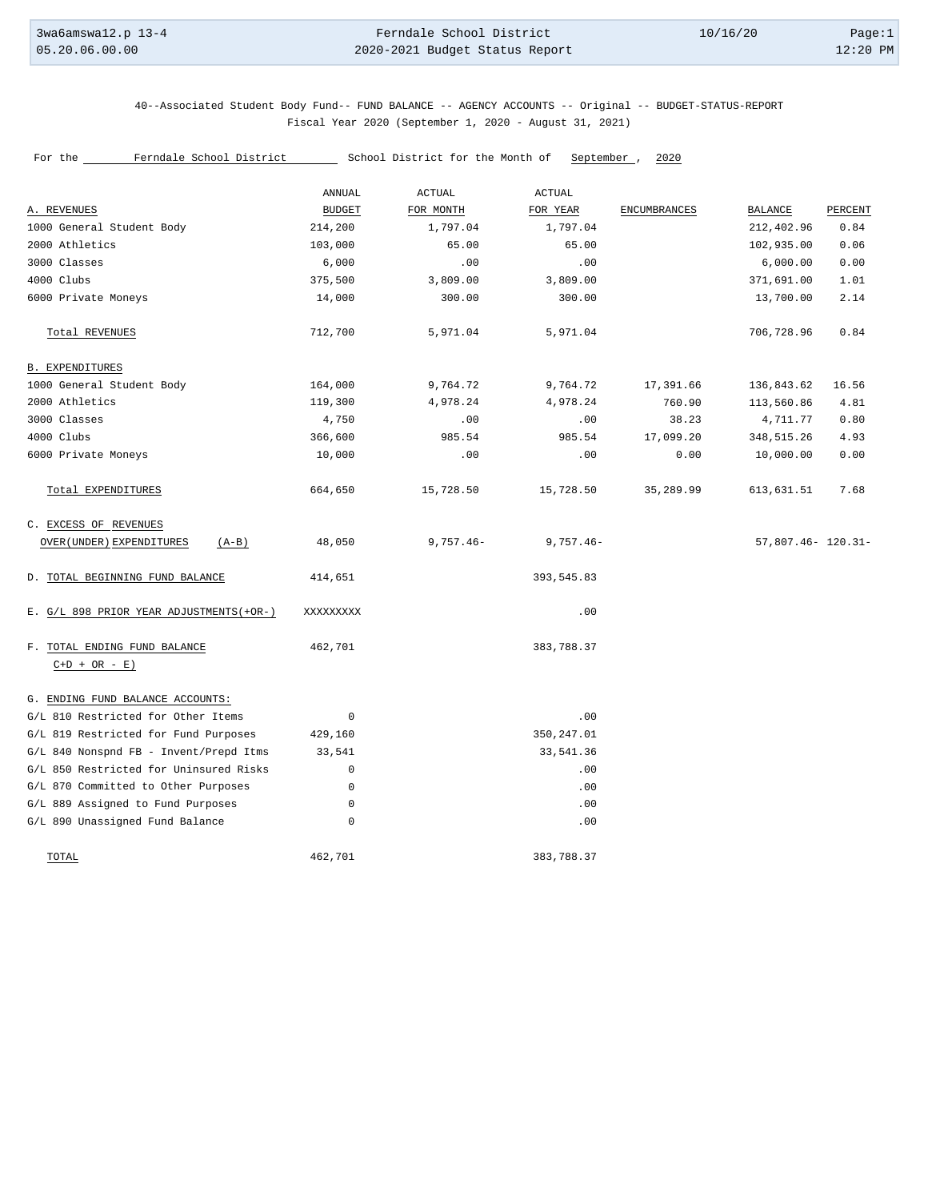40--Associated Student Body Fund-- FUND BALANCE -- AGENCY ACCOUNTS -- Original -- BUDGET-STATUS-REPORT
Fiscal Year 2020 (September 1, 2020 - August 31, 2021)

For the Ferndale School District School District for the Month of September, 2020

| A. REVENUES | ANNUAL BUDGET | ACTUAL FOR MONTH | ACTUAL FOR YEAR | ENCUMBRANCES | BALANCE | PERCENT |
|---|---|---|---|---|---|---|
| 1000 General Student Body | 214,200 | 1,797.04 | 1,797.04 | | 212,402.96 | 0.84 |
| 2000 Athletics | 103,000 | 65.00 | 65.00 | | 102,935.00 | 0.06 |
| 3000 Classes | 6,000 | .00 | .00 | | 6,000.00 | 0.00 |
| 4000 Clubs | 375,500 | 3,809.00 | 3,809.00 | | 371,691.00 | 1.01 |
| 6000 Private Moneys | 14,000 | 300.00 | 300.00 | | 13,700.00 | 2.14 |
| Total REVENUES | 712,700 | 5,971.04 | 5,971.04 | | 706,728.96 | 0.84 |
| **B. EXPENDITURES** | | | | | | |
| 1000 General Student Body | 164,000 | 9,764.72 | 9,764.72 | 17,391.66 | 136,843.62 | 16.56 |
| 2000 Athletics | 119,300 | 4,978.24 | 4,978.24 | 760.90 | 113,560.86 | 4.81 |
| 3000 Classes | 4,750 | .00 | .00 | 38.23 | 4,711.77 | 0.80 |
| 4000 Clubs | 366,600 | 985.54 | 985.54 | 17,099.20 | 348,515.26 | 4.93 |
| 6000 Private Moneys | 10,000 | .00 | .00 | 0.00 | 10,000.00 | 0.00 |
| Total EXPENDITURES | 664,650 | 15,728.50 | 15,728.50 | 35,289.99 | 613,631.51 | 7.68 |
| C. EXCESS OF REVENUES OVER(UNDER) EXPENDITURES (A-B) | 48,050 | 9,757.46- | 9,757.46- | | 57,807.46- | 120.31- |
| D. TOTAL BEGINNING FUND BALANCE | 414,651 | | 393,545.83 | | | |
| E. G/L 898 PRIOR YEAR ADJUSTMENTS(+OR-) | XXXXXXXXX | | .00 | | | |
| F. TOTAL ENDING FUND BALANCE C+D + OR - E) | 462,701 | | 383,788.37 | | | |
| **G. ENDING FUND BALANCE ACCOUNTS:** | | | | | | |
| G/L 810 Restricted for Other Items | 0 | | .00 | | | |
| G/L 819 Restricted for Fund Purposes | 429,160 | | 350,247.01 | | | |
| G/L 840 Nonspnd FB - Invent/Prepd Itms | 33,541 | | 33,541.36 | | | |
| G/L 850 Restricted for Uninsured Risks | 0 | | .00 | | | |
| G/L 870 Committed to Other Purposes | 0 | | .00 | | | |
| G/L 889 Assigned to Fund Purposes | 0 | | .00 | | | |
| G/L 890 Unassigned Fund Balance | 0 | | .00 | | | |
| TOTAL | 462,701 | | 383,788.37 | | | |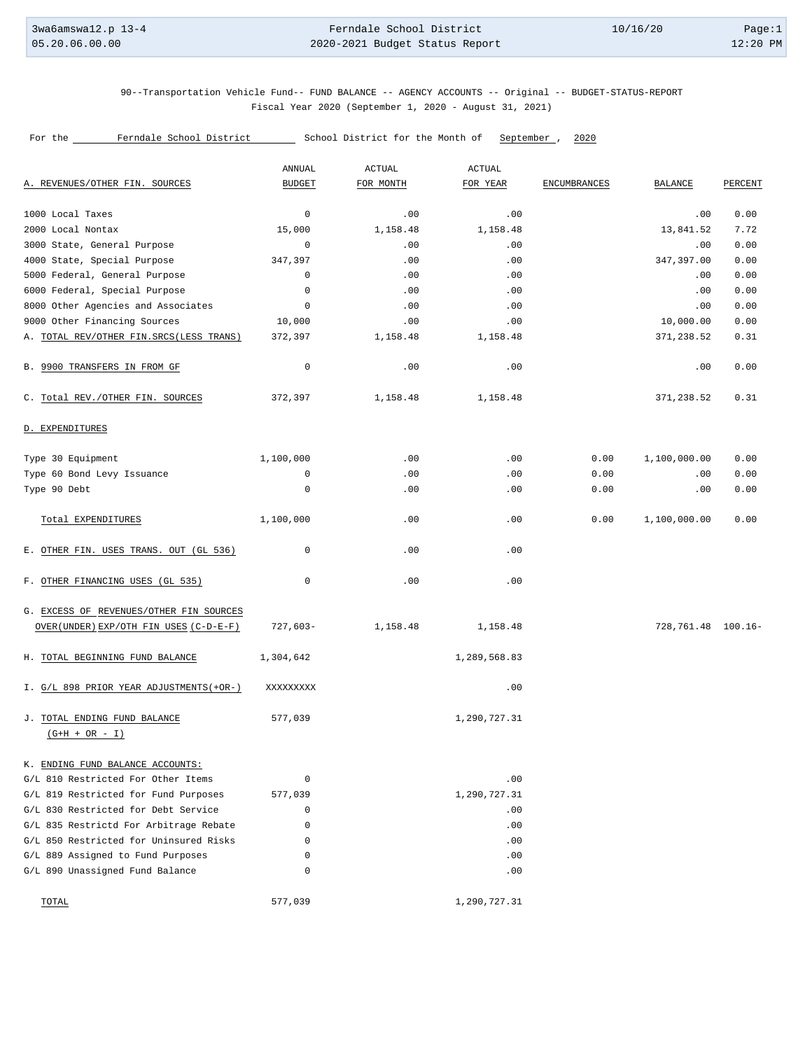90--Transportation Vehicle Fund-- FUND BALANCE -- AGENCY ACCOUNTS -- Original -- BUDGET-STATUS-REPORT
Fiscal Year 2020 (September 1, 2020 - August 31, 2021)

For the Ferndale School District School District for the Month of September, 2020

| A. REVENUES/OTHER FIN. SOURCES | ANNUAL BUDGET | ACTUAL FOR MONTH | ACTUAL FOR YEAR | ENCUMBRANCES | BALANCE | PERCENT |
|---|---|---|---|---|---|---|
| 1000 Local Taxes | 0 | .00 | .00 | | .00 | 0.00 |
| 2000 Local Nontax | 15,000 | 1,158.48 | 1,158.48 | | 13,841.52 | 7.72 |
| 3000 State, General Purpose | 0 | .00 | .00 | | .00 | 0.00 |
| 4000 State, Special Purpose | 347,397 | .00 | .00 | | 347,397.00 | 0.00 |
| 5000 Federal, General Purpose | 0 | .00 | .00 | | .00 | 0.00 |
| 6000 Federal, Special Purpose | 0 | .00 | .00 | | .00 | 0.00 |
| 8000 Other Agencies and Associates | 0 | .00 | .00 | | .00 | 0.00 |
| 9000 Other Financing Sources | 10,000 | .00 | .00 | | 10,000.00 | 0.00 |
| A. TOTAL REV/OTHER FIN.SRCS(LESS TRANS) | 372,397 | 1,158.48 | 1,158.48 | | 371,238.52 | 0.31 |
| B. 9900 TRANSFERS IN FROM GF | 0 | .00 | .00 | | .00 | 0.00 |
| C. Total REV./OTHER FIN. SOURCES | 372,397 | 1,158.48 | 1,158.48 | | 371,238.52 | 0.31 |
| D. EXPENDITURES | | | | | | |
| Type 30 Equipment | 1,100,000 | .00 | .00 | 0.00 | 1,100,000.00 | 0.00 |
| Type 60 Bond Levy Issuance | 0 | .00 | .00 | 0.00 | .00 | 0.00 |
| Type 90 Debt | 0 | .00 | .00 | 0.00 | .00 | 0.00 |
| Total EXPENDITURES | 1,100,000 | .00 | .00 | 0.00 | 1,100,000.00 | 0.00 |
| E. OTHER FIN. USES TRANS. OUT (GL 536) | 0 | .00 | .00 | | | |
| F. OTHER FINANCING USES (GL 535) | 0 | .00 | .00 | | | |
| G. EXCESS OF REVENUES/OTHER FIN SOURCES OVER(UNDER) EXP/OTH FIN USES (C-D-E-F) | 727,603- | 1,158.48 | 1,158.48 | | 728,761.48 | 100.16- |
| H. TOTAL BEGINNING FUND BALANCE | 1,304,642 | | 1,289,568.83 | | | |
| I. G/L 898 PRIOR YEAR ADJUSTMENTS(+OR-) | XXXXXXXXX | | .00 | | | |
| J. TOTAL ENDING FUND BALANCE (G+H + OR - I) | 577,039 | | 1,290,727.31 | | | |
| K. ENDING FUND BALANCE ACCOUNTS: | | | | | | |
| G/L 810 Restricted For Other Items | 0 | | .00 | | | |
| G/L 819 Restricted for Fund Purposes | 577,039 | | 1,290,727.31 | | | |
| G/L 830 Restricted for Debt Service | 0 | | .00 | | | |
| G/L 835 Restrictd For Arbitrage Rebate | 0 | | .00 | | | |
| G/L 850 Restricted for Uninsured Risks | 0 | | .00 | | | |
| G/L 889 Assigned to Fund Purposes | 0 | | .00 | | | |
| G/L 890 Unassigned Fund Balance | 0 | | .00 | | | |
| TOTAL | 577,039 | | 1,290,727.31 | | | |